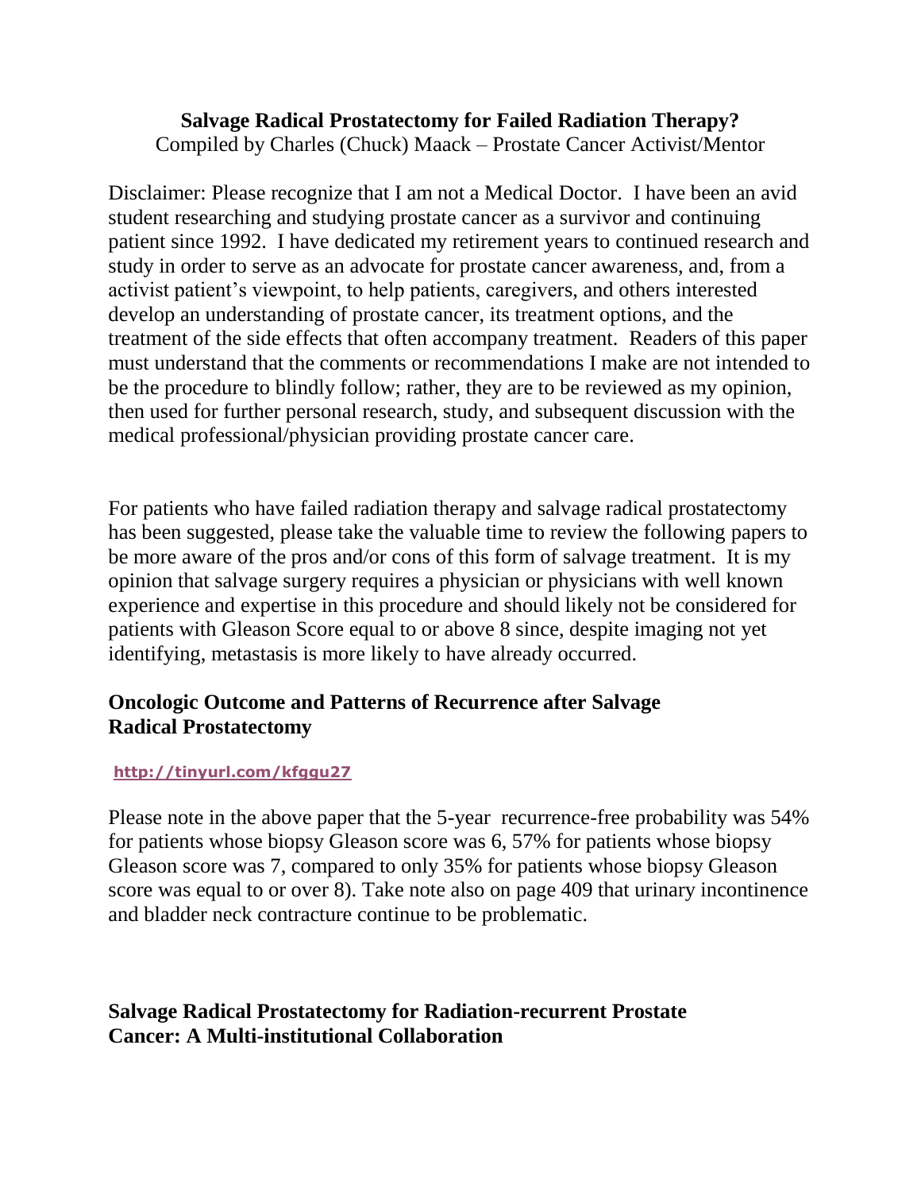**Salvage Radical Prostatectomy for Failed Radiation Therapy?**
Compiled by Charles (Chuck) Maack – Prostate Cancer Activist/Mentor

Disclaimer: Please recognize that I am not a Medical Doctor. I have been an avid student researching and studying prostate cancer as a survivor and continuing patient since 1992. I have dedicated my retirement years to continued research and study in order to serve as an advocate for prostate cancer awareness, and, from a activist patient's viewpoint, to help patients, caregivers, and others interested develop an understanding of prostate cancer, its treatment options, and the treatment of the side effects that often accompany treatment. Readers of this paper must understand that the comments or recommendations I make are not intended to be the procedure to blindly follow; rather, they are to be reviewed as my opinion, then used for further personal research, study, and subsequent discussion with the medical professional/physician providing prostate cancer care.

For patients who have failed radiation therapy and salvage radical prostatectomy has been suggested, please take the valuable time to review the following papers to be more aware of the pros and/or cons of this form of salvage treatment. It is my opinion that salvage surgery requires a physician or physicians with well known experience and expertise in this procedure and should likely not be considered for patients with Gleason Score equal to or above 8 since, despite imaging not yet identifying, metastasis is more likely to have already occurred.

## Oncologic Outcome and Patterns of Recurrence after Salvage Radical Prostatectomy

**http://tinyurl.com/kfggu27**

Please note in the above paper that the 5-year recurrence-free probability was 54% for patients whose biopsy Gleason score was 6, 57% for patients whose biopsy Gleason score was 7, compared to only 35% for patients whose biopsy Gleason score was equal to or over 8). Take note also on page 409 that urinary incontinence and bladder neck contracture continue to be problematic.

## Salvage Radical Prostatectomy for Radiation-recurrent Prostate Cancer: A Multi-institutional Collaboration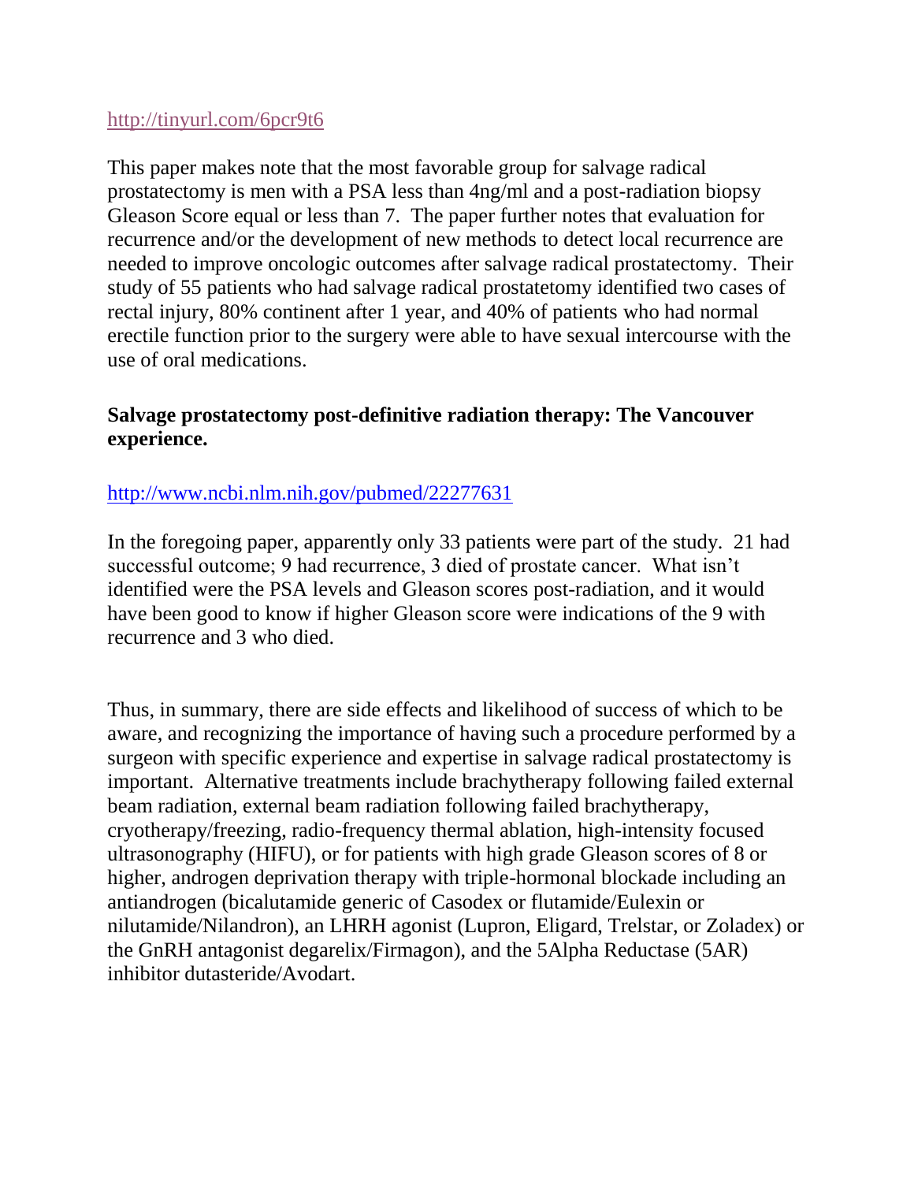http://tinyurl.com/6pcr9t6

This paper makes note that the most favorable group for salvage radical prostatectomy is men with a PSA less than 4ng/ml and a post-radiation biopsy Gleason Score equal or less than 7. The paper further notes that evaluation for recurrence and/or the development of new methods to detect local recurrence are needed to improve oncologic outcomes after salvage radical prostatectomy. Their study of 55 patients who had salvage radical prostatetomy identified two cases of rectal injury, 80% continent after 1 year, and 40% of patients who had normal erectile function prior to the surgery were able to have sexual intercourse with the use of oral medications.

**Salvage prostatectomy post-definitive radiation therapy: The Vancouver experience.**

http://www.ncbi.nlm.nih.gov/pubmed/22277631

In the foregoing paper, apparently only 33 patients were part of the study. 21 had successful outcome; 9 had recurrence, 3 died of prostate cancer. What isn't identified were the PSA levels and Gleason scores post-radiation, and it would have been good to know if higher Gleason score were indications of the 9 with recurrence and 3 who died.

Thus, in summary, there are side effects and likelihood of success of which to be aware, and recognizing the importance of having such a procedure performed by a surgeon with specific experience and expertise in salvage radical prostatectomy is important. Alternative treatments include brachytherapy following failed external beam radiation, external beam radiation following failed brachytherapy, cryotherapy/freezing, radio-frequency thermal ablation, high-intensity focused ultrasonography (HIFU), or for patients with high grade Gleason scores of 8 or higher, androgen deprivation therapy with triple-hormonal blockade including an antiandrogen (bicalutamide generic of Casodex or flutamide/Eulexin or nilutamide/Nilandron), an LHRH agonist (Lupron, Eligard, Trelstar, or Zoladex) or the GnRH antagonist degarelix/Firmagon), and the 5Alpha Reductase (5AR) inhibitor dutasteride/Avodart.